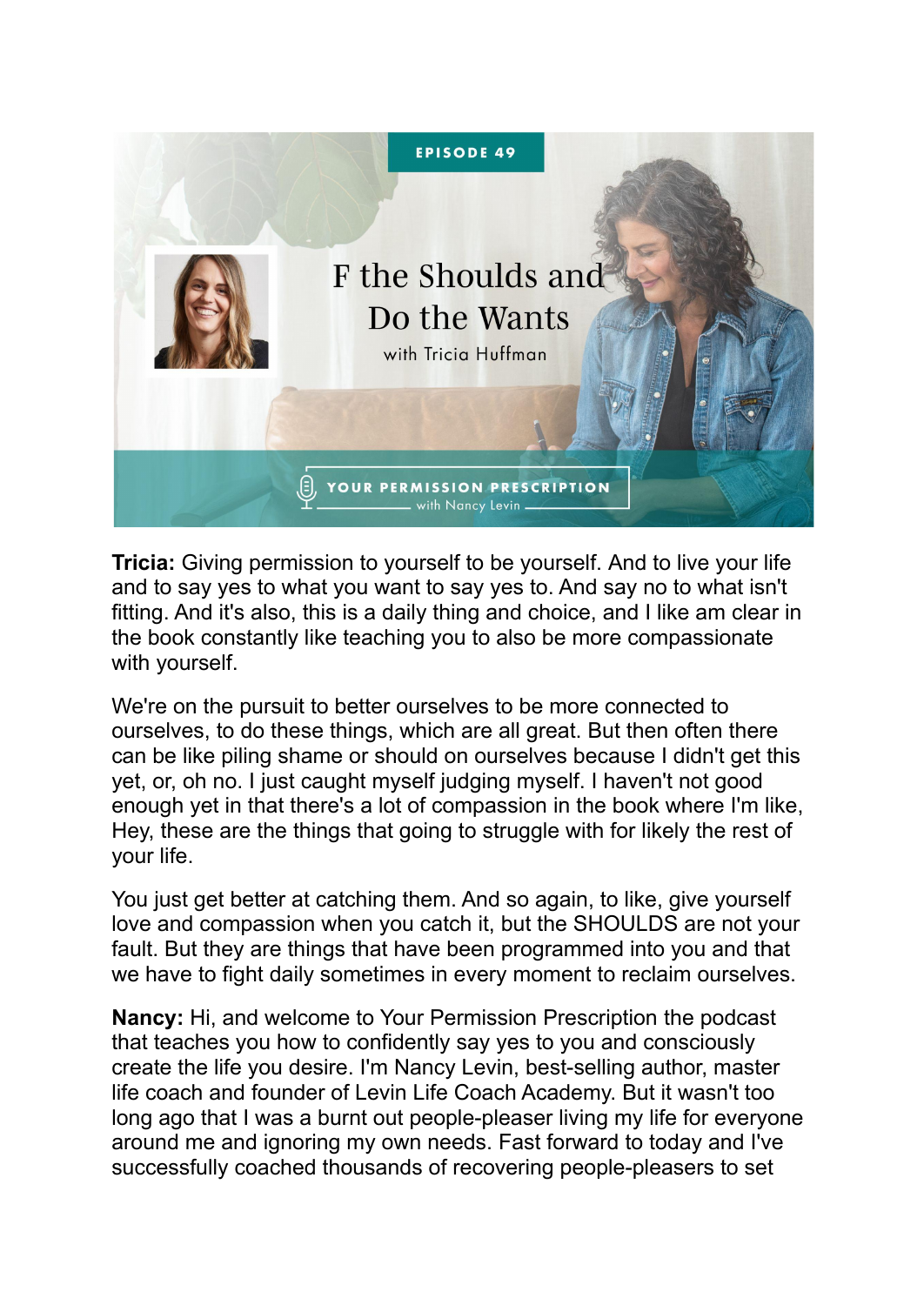EPISODE 49

# F the Shoulds and Do the Wants

with Tricia Huffman

YOUR PERMISSION PRESCRIPTION with Nancy Levin

**Tricia:** Giving permission to yourself to be yourself. And to live your life and to say yes to what you want to say yes to. And say no to what isn't fitting. And it's also, this is a daily thing and choice, and I like am clear in the book constantly like teaching you to also be more compassionate with yourself.

We're on the pursuit to better ourselves to be more connected to ourselves, to do these things, which are all great. But then often there can be like piling shame or should on ourselves because I didn't get this yet, or, oh no. I just caught myself judging myself. I haven't not good enough yet in that there's a lot of compassion in the book where I'm like, Hey, these are the things that going to struggle with for likely the rest of your life.

You just get better at catching them. And so again, to like, give yourself love and compassion when you catch it, but the SHOULDS are not your fault. But they are things that have been programmed into you and that we have to fight daily sometimes in every moment to reclaim ourselves.

**Nancy:** Hi, and welcome to Your Permission Prescription the podcast that teaches you how to confidently say yes to you and consciously create the life you desire. I'm Nancy Levin, best-selling author, master life coach and founder of Levin Life Coach Academy. But it wasn't too long ago that I was a burnt out people-pleaser living my life for everyone around me and ignoring my own needs. Fast forward to today and I've successfully coached thousands of recovering people-pleasers to set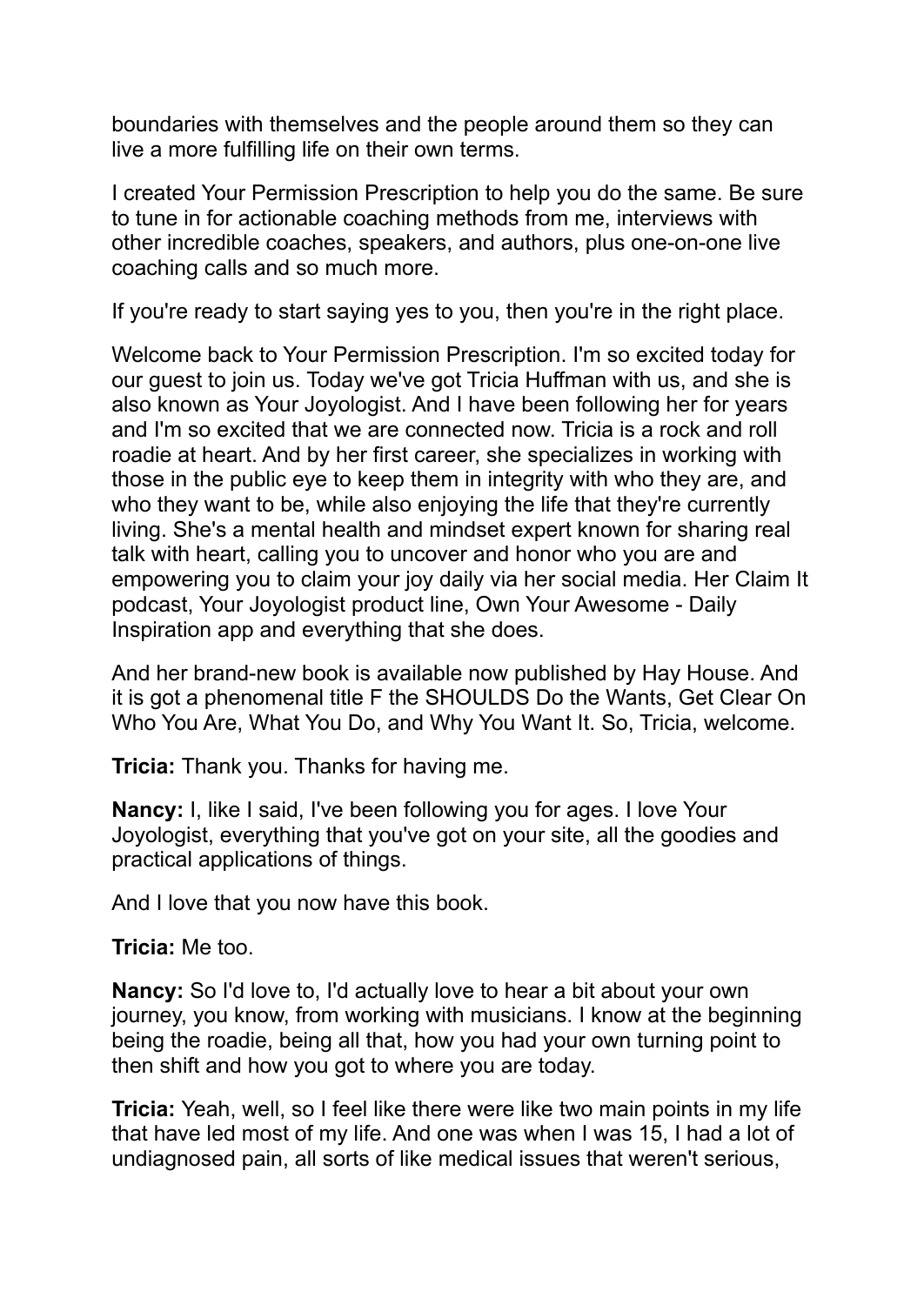boundaries with themselves and the people around them so they can live a more fulfilling life on their own terms.

I created Your Permission Prescription to help you do the same. Be sure to tune in for actionable coaching methods from me, interviews with other incredible coaches, speakers, and authors, plus one-on-one live coaching calls and so much more.

If you're ready to start saying yes to you, then you're in the right place.

Welcome back to Your Permission Prescription. I'm so excited today for our guest to join us. Today we've got Tricia Huffman with us, and she is also known as Your Joyologist. And I have been following her for years and I'm so excited that we are connected now. Tricia is a rock and roll roadie at heart. And by her first career, she specializes in working with those in the public eye to keep them in integrity with who they are, and who they want to be, while also enjoying the life that they're currently living. She's a mental health and mindset expert known for sharing real talk with heart, calling you to uncover and honor who you are and empowering you to claim your joy daily via her social media. Her Claim It podcast, Your Joyologist product line, Own Your Awesome - Daily Inspiration app and everything that she does.

And her brand-new book is available now published by Hay House. And it is got a phenomenal title F the SHOULDS Do the Wants, Get Clear On Who You Are, What You Do, and Why You Want It. So, Tricia, welcome.

**Tricia:** Thank you. Thanks for having me.

**Nancy:** I, like I said, I've been following you for ages. I love Your Joyologist, everything that you've got on your site, all the goodies and practical applications of things.

And I love that you now have this book.

**Tricia:** Me too.

**Nancy:** So I'd love to, I'd actually love to hear a bit about your own journey, you know, from working with musicians. I know at the beginning being the roadie, being all that, how you had your own turning point to then shift and how you got to where you are today.

**Tricia:** Yeah, well, so I feel like there were like two main points in my life that have led most of my life. And one was when I was 15, I had a lot of undiagnosed pain, all sorts of like medical issues that weren't serious,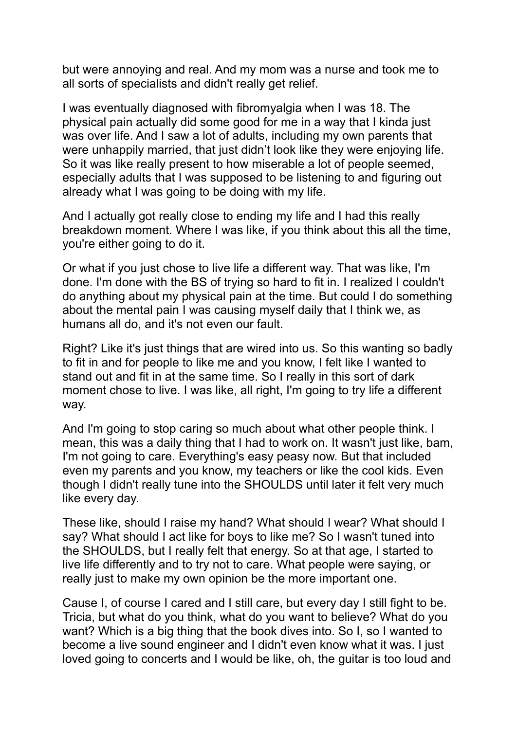but were annoying and real. And my mom was a nurse and took me to all sorts of specialists and didn't really get relief.

I was eventually diagnosed with fibromyalgia when I was 18. The physical pain actually did some good for me in a way that I kinda just was over life. And I saw a lot of adults, including my own parents that were unhappily married, that just didn't look like they were enjoying life. So it was like really present to how miserable a lot of people seemed, especially adults that I was supposed to be listening to and figuring out already what I was going to be doing with my life.

And I actually got really close to ending my life and I had this really breakdown moment. Where I was like, if you think about this all the time, you're either going to do it.

Or what if you just chose to live life a different way. That was like, I'm done. I'm done with the BS of trying so hard to fit in. I realized I couldn't do anything about my physical pain at the time. But could I do something about the mental pain I was causing myself daily that I think we, as humans all do, and it's not even our fault.

Right? Like it's just things that are wired into us. So this wanting so badly to fit in and for people to like me and you know, I felt like I wanted to stand out and fit in at the same time. So I really in this sort of dark moment chose to live. I was like, all right, I'm going to try life a different way.

And I'm going to stop caring so much about what other people think. I mean, this was a daily thing that I had to work on. It wasn't just like, bam, I'm not going to care. Everything's easy peasy now. But that included even my parents and you know, my teachers or like the cool kids. Even though I didn't really tune into the SHOULDS until later it felt very much like every day.

These like, should I raise my hand? What should I wear? What should I say? What should I act like for boys to like me? So I wasn't tuned into the SHOULDS, but I really felt that energy. So at that age, I started to live life differently and to try not to care. What people were saying, or really just to make my own opinion be the more important one.

Cause I, of course I cared and I still care, but every day I still fight to be. Tricia, but what do you think, what do you want to believe? What do you want? Which is a big thing that the book dives into. So I, so I wanted to become a live sound engineer and I didn't even know what it was. I just loved going to concerts and I would be like, oh, the guitar is too loud and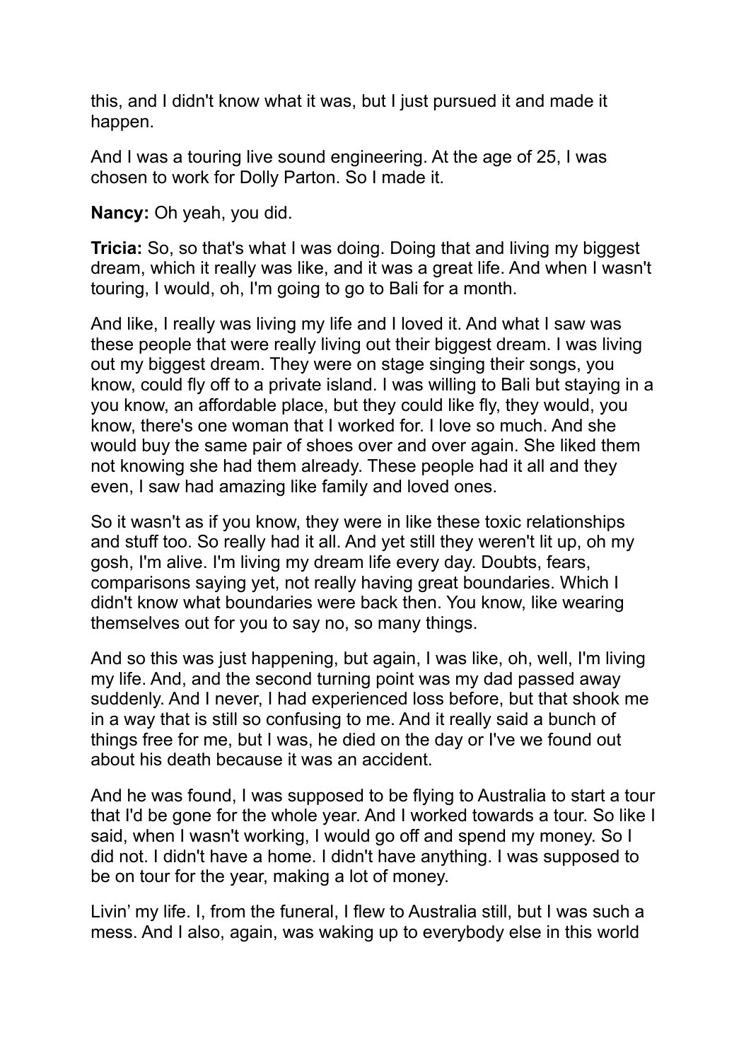this, and I didn't know what it was, but I just pursued it and made it happen.

And I was a touring live sound engineering. At the age of 25, I was chosen to work for Dolly Parton. So I made it.

**Nancy:** Oh yeah, you did.

**Tricia:** So, so that's what I was doing. Doing that and living my biggest dream, which it really was like, and it was a great life. And when I wasn't touring, I would, oh, I'm going to go to Bali for a month.

And like, I really was living my life and I loved it. And what I saw was these people that were really living out their biggest dream. I was living out my biggest dream. They were on stage singing their songs, you know, could fly off to a private island. I was willing to Bali but staying in a you know, an affordable place, but they could like fly, they would, you know, there's one woman that I worked for. I love so much. And she would buy the same pair of shoes over and over again. She liked them not knowing she had them already. These people had it all and they even, I saw had amazing like family and loved ones.

So it wasn't as if you know, they were in like these toxic relationships and stuff too. So really had it all. And yet still they weren't lit up, oh my gosh, I'm alive. I'm living my dream life every day. Doubts, fears, comparisons saying yet, not really having great boundaries. Which I didn't know what boundaries were back then. You know, like wearing themselves out for you to say no, so many things.

And so this was just happening, but again, I was like, oh, well, I'm living my life. And, and the second turning point was my dad passed away suddenly. And I never, I had experienced loss before, but that shook me in a way that is still so confusing to me. And it really said a bunch of things free for me, but I was, he died on the day or I've we found out about his death because it was an accident.

And he was found, I was supposed to be flying to Australia to start a tour that I'd be gone for the whole year. And I worked towards a tour. So like I said, when I wasn't working, I would go off and spend my money. So I did not. I didn't have a home. I didn't have anything. I was supposed to be on tour for the year, making a lot of money.

Livin' my life. I, from the funeral, I flew to Australia still, but I was such a mess. And I also, again, was waking up to everybody else in this world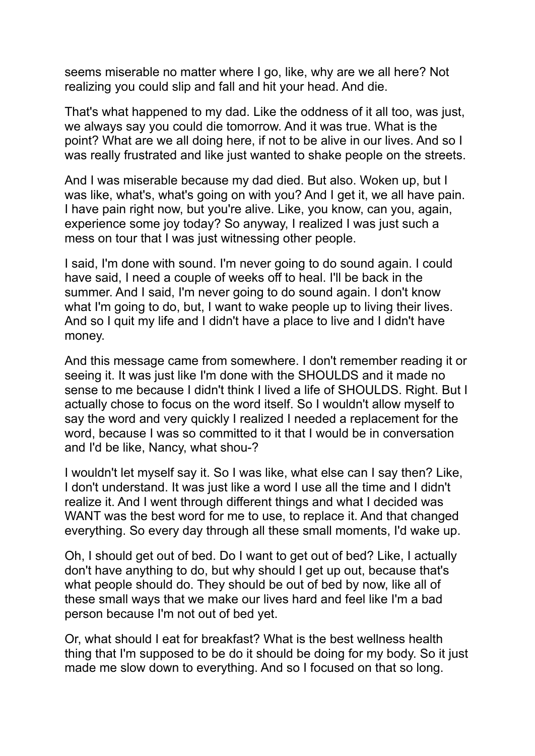seems miserable no matter where I go, like, why are we all here? Not realizing you could slip and fall and hit your head. And die.

That's what happened to my dad. Like the oddness of it all too, was just, we always say you could die tomorrow. And it was true. What is the point? What are we all doing here, if not to be alive in our lives. And so I was really frustrated and like just wanted to shake people on the streets.

And I was miserable because my dad died. But also. Woken up, but I was like, what's, what's going on with you? And I get it, we all have pain. I have pain right now, but you're alive. Like, you know, can you, again, experience some joy today? So anyway, I realized I was just such a mess on tour that I was just witnessing other people.

I said, I'm done with sound. I'm never going to do sound again. I could have said, I need a couple of weeks off to heal. I'll be back in the summer. And I said, I'm never going to do sound again. I don't know what I'm going to do, but, I want to wake people up to living their lives. And so I quit my life and I didn't have a place to live and I didn't have money.

And this message came from somewhere. I don't remember reading it or seeing it. It was just like I'm done with the SHOULDS and it made no sense to me because I didn't think I lived a life of SHOULDS. Right. But I actually chose to focus on the word itself. So I wouldn't allow myself to say the word and very quickly I realized I needed a replacement for the word, because I was so committed to it that I would be in conversation and I'd be like, Nancy, what shou-?

I wouldn't let myself say it. So I was like, what else can I say then? Like, I don't understand. It was just like a word I use all the time and I didn't realize it. And I went through different things and what I decided was WANT was the best word for me to use, to replace it. And that changed everything. So every day through all these small moments, I'd wake up.

Oh, I should get out of bed. Do I want to get out of bed? Like, I actually don't have anything to do, but why should I get up out, because that's what people should do. They should be out of bed by now, like all of these small ways that we make our lives hard and feel like I'm a bad person because I'm not out of bed yet.

Or, what should I eat for breakfast? What is the best wellness health thing that I'm supposed to be do it should be doing for my body. So it just made me slow down to everything. And so I focused on that so long.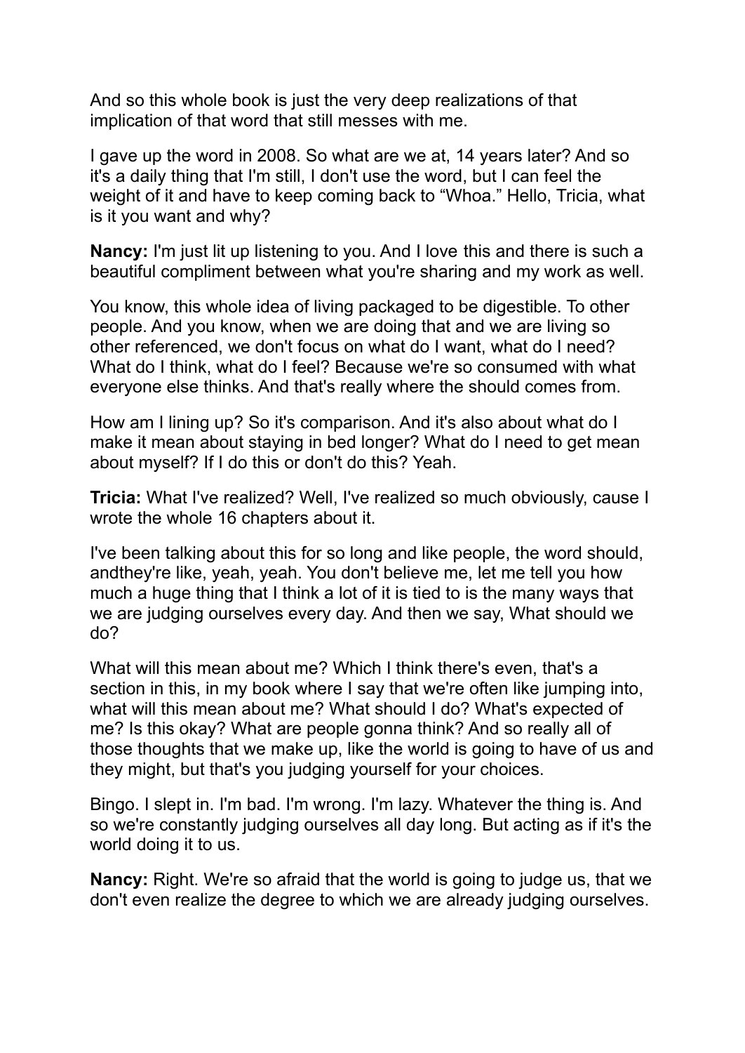And so this whole book is just the very deep realizations of that implication of that word that still messes with me.

I gave up the word in 2008. So what are we at, 14 years later? And so it's a daily thing that I'm still, I don't use the word, but I can feel the weight of it and have to keep coming back to "Whoa." Hello, Tricia, what is it you want and why?

**Nancy:** I'm just lit up listening to you. And I love this and there is such a beautiful compliment between what you're sharing and my work as well.

You know, this whole idea of living packaged to be digestible. To other people. And you know, when we are doing that and we are living so other referenced, we don't focus on what do I want, what do I need? What do I think, what do I feel? Because we're so consumed with what everyone else thinks. And that's really where the should comes from.

How am I lining up? So it's comparison. And it's also about what do I make it mean about staying in bed longer? What do I need to get mean about myself? If I do this or don't do this? Yeah.

**Tricia:** What I've realized? Well, I've realized so much obviously, cause I wrote the whole 16 chapters about it.

I've been talking about this for so long and like people, the word should, andthey're like, yeah, yeah. You don't believe me, let me tell you how much a huge thing that I think a lot of it is tied to is the many ways that we are judging ourselves every day. And then we say, What should we do?

What will this mean about me? Which I think there's even, that's a section in this, in my book where I say that we're often like jumping into, what will this mean about me? What should I do? What's expected of me? Is this okay? What are people gonna think? And so really all of those thoughts that we make up, like the world is going to have of us and they might, but that's you judging yourself for your choices.

Bingo. I slept in. I'm bad. I'm wrong. I'm lazy. Whatever the thing is. And so we're constantly judging ourselves all day long. But acting as if it's the world doing it to us.

**Nancy:** Right. We're so afraid that the world is going to judge us, that we don't even realize the degree to which we are already judging ourselves.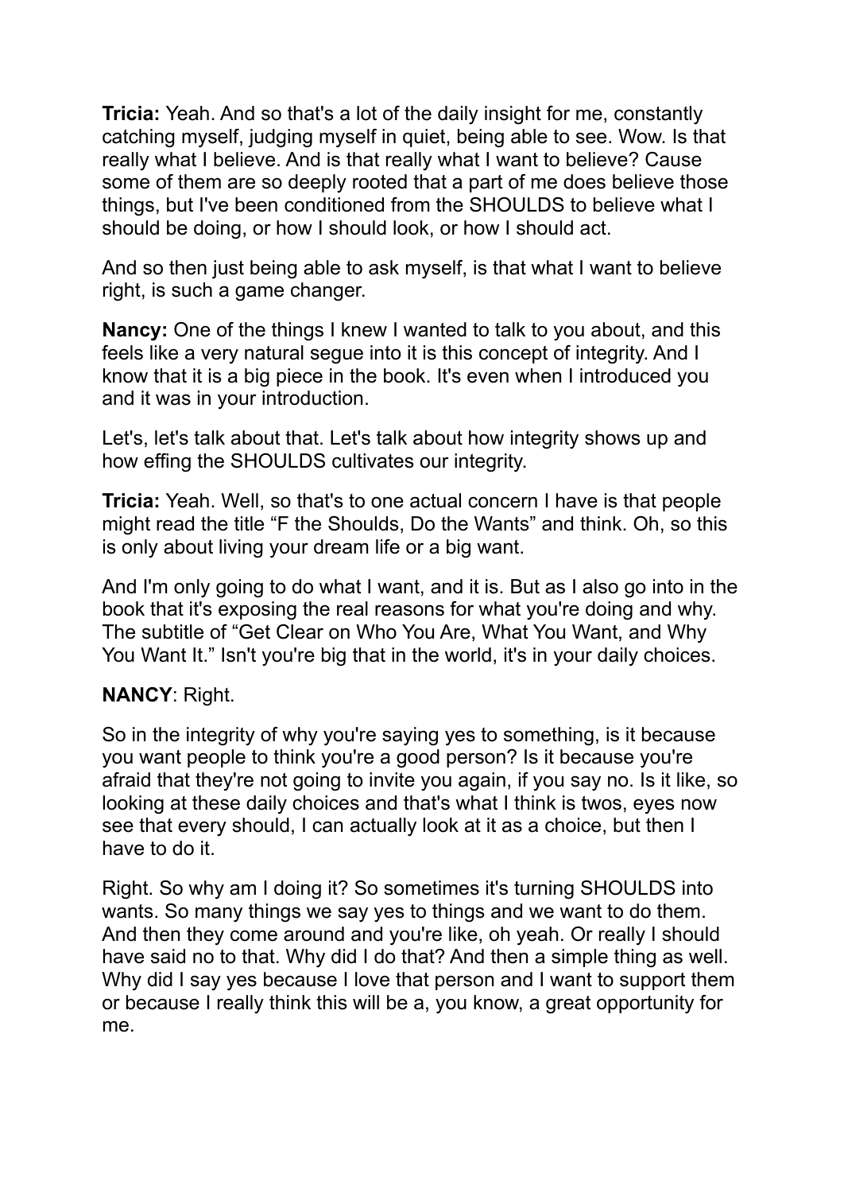**Tricia:** Yeah. And so that's a lot of the daily insight for me, constantly catching myself, judging myself in quiet, being able to see. Wow. Is that really what I believe. And is that really what I want to believe? Cause some of them are so deeply rooted that a part of me does believe those things, but I've been conditioned from the SHOULDS to believe what I should be doing, or how I should look, or how I should act.

And so then just being able to ask myself, is that what I want to believe right, is such a game changer.

**Nancy:** One of the things I knew I wanted to talk to you about, and this feels like a very natural segue into it is this concept of integrity. And I know that it is a big piece in the book. It's even when I introduced you and it was in your introduction.

Let's, let's talk about that. Let's talk about how integrity shows up and how effing the SHOULDS cultivates our integrity.

**Tricia:** Yeah. Well, so that's to one actual concern I have is that people might read the title "F the Shoulds, Do the Wants" and think. Oh, so this is only about living your dream life or a big want.

And I'm only going to do what I want, and it is. But as I also go into in the book that it's exposing the real reasons for what you're doing and why. The subtitle of "Get Clear on Who You Are, What You Want, and Why You Want It." Isn't you're big that in the world, it's in your daily choices.

**NANCY**: Right.

So in the integrity of why you're saying yes to something, is it because you want people to think you're a good person? Is it because you're afraid that they're not going to invite you again, if you say no. Is it like, so looking at these daily choices and that's what I think is twos, eyes now see that every should, I can actually look at it as a choice, but then I have to do it.

Right. So why am I doing it? So sometimes it's turning SHOULDS into wants. So many things we say yes to things and we want to do them. And then they come around and you're like, oh yeah. Or really I should have said no to that. Why did I do that? And then a simple thing as well. Why did I say yes because I love that person and I want to support them or because I really think this will be a, you know, a great opportunity for me.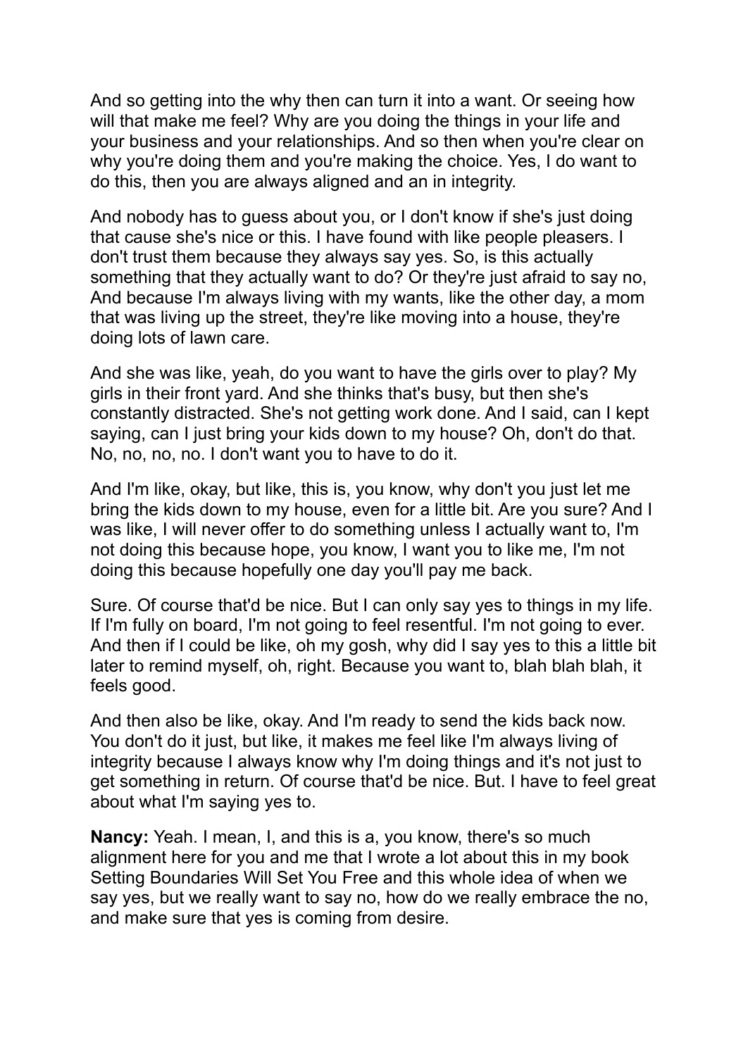And so getting into the why then can turn it into a want. Or seeing how will that make me feel? Why are you doing the things in your life and your business and your relationships. And so then when you're clear on why you're doing them and you're making the choice. Yes, I do want to do this, then you are always aligned and an in integrity.

And nobody has to guess about you, or I don't know if she's just doing that cause she's nice or this. I have found with like people pleasers. I don't trust them because they always say yes. So, is this actually something that they actually want to do? Or they're just afraid to say no, And because I'm always living with my wants, like the other day, a mom that was living up the street, they're like moving into a house, they're doing lots of lawn care.

And she was like, yeah, do you want to have the girls over to play? My girls in their front yard. And she thinks that's busy, but then she's constantly distracted. She's not getting work done. And I said, can I kept saying, can I just bring your kids down to my house? Oh, don't do that. No, no, no, no. I don't want you to have to do it.

And I'm like, okay, but like, this is, you know, why don't you just let me bring the kids down to my house, even for a little bit. Are you sure? And I was like, I will never offer to do something unless I actually want to, I'm not doing this because hope, you know, I want you to like me, I'm not doing this because hopefully one day you'll pay me back.

Sure. Of course that'd be nice. But I can only say yes to things in my life. If I'm fully on board, I'm not going to feel resentful. I'm not going to ever. And then if I could be like, oh my gosh, why did I say yes to this a little bit later to remind myself, oh, right. Because you want to, blah blah blah, it feels good.

And then also be like, okay. And I'm ready to send the kids back now. You don't do it just, but like, it makes me feel like I'm always living of integrity because I always know why I'm doing things and it's not just to get something in return. Of course that'd be nice. But. I have to feel great about what I'm saying yes to.

**Nancy:** Yeah. I mean, I, and this is a, you know, there's so much alignment here for you and me that I wrote a lot about this in my book Setting Boundaries Will Set You Free and this whole idea of when we say yes, but we really want to say no, how do we really embrace the no, and make sure that yes is coming from desire.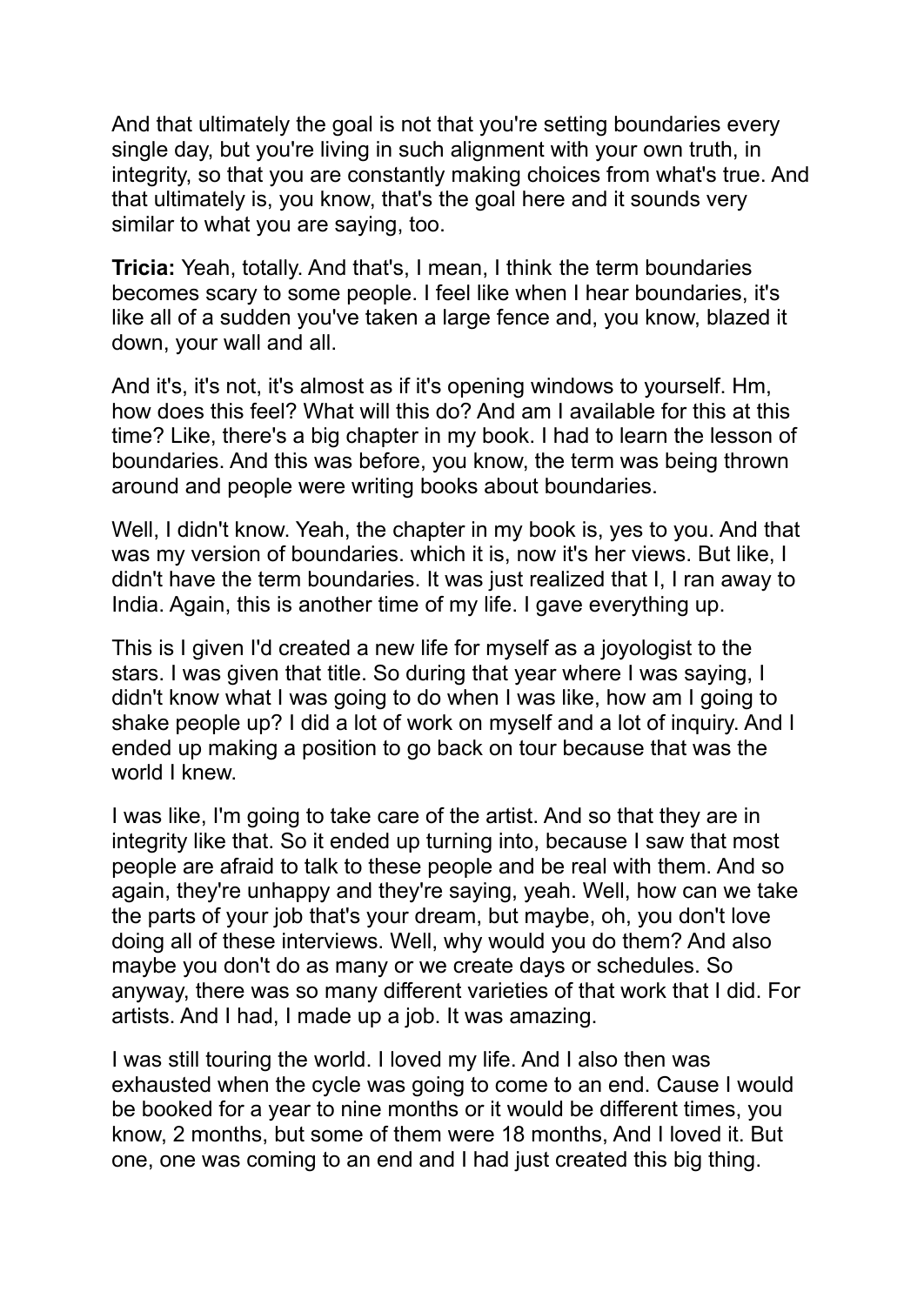And that ultimately the goal is not that you're setting boundaries every single day, but you're living in such alignment with your own truth, in integrity, so that you are constantly making choices from what's true. And that ultimately is, you know, that's the goal here and it sounds very similar to what you are saying, too.

**Tricia:** Yeah, totally. And that's, I mean, I think the term boundaries becomes scary to some people. I feel like when I hear boundaries, it's like all of a sudden you've taken a large fence and, you know, blazed it down, your wall and all.

And it's, it's not, it's almost as if it's opening windows to yourself. Hm, how does this feel? What will this do? And am I available for this at this time? Like, there's a big chapter in my book. I had to learn the lesson of boundaries. And this was before, you know, the term was being thrown around and people were writing books about boundaries.

Well, I didn't know. Yeah, the chapter in my book is, yes to you. And that was my version of boundaries. which it is, now it's her views. But like, I didn't have the term boundaries. It was just realized that I, I ran away to India. Again, this is another time of my life. I gave everything up.

This is I given I'd created a new life for myself as a joyologist to the stars. I was given that title. So during that year where I was saying, I didn't know what I was going to do when I was like, how am I going to shake people up? I did a lot of work on myself and a lot of inquiry. And I ended up making a position to go back on tour because that was the world I knew.

I was like, I'm going to take care of the artist. And so that they are in integrity like that. So it ended up turning into, because I saw that most people are afraid to talk to these people and be real with them. And so again, they're unhappy and they're saying, yeah. Well, how can we take the parts of your job that's your dream, but maybe, oh, you don't love doing all of these interviews. Well, why would you do them? And also maybe you don't do as many or we create days or schedules. So anyway, there was so many different varieties of that work that I did. For artists. And I had, I made up a job. It was amazing.

I was still touring the world. I loved my life. And I also then was exhausted when the cycle was going to come to an end. Cause I would be booked for a year to nine months or it would be different times, you know, 2 months, but some of them were 18 months, And I loved it. But one, one was coming to an end and I had just created this big thing.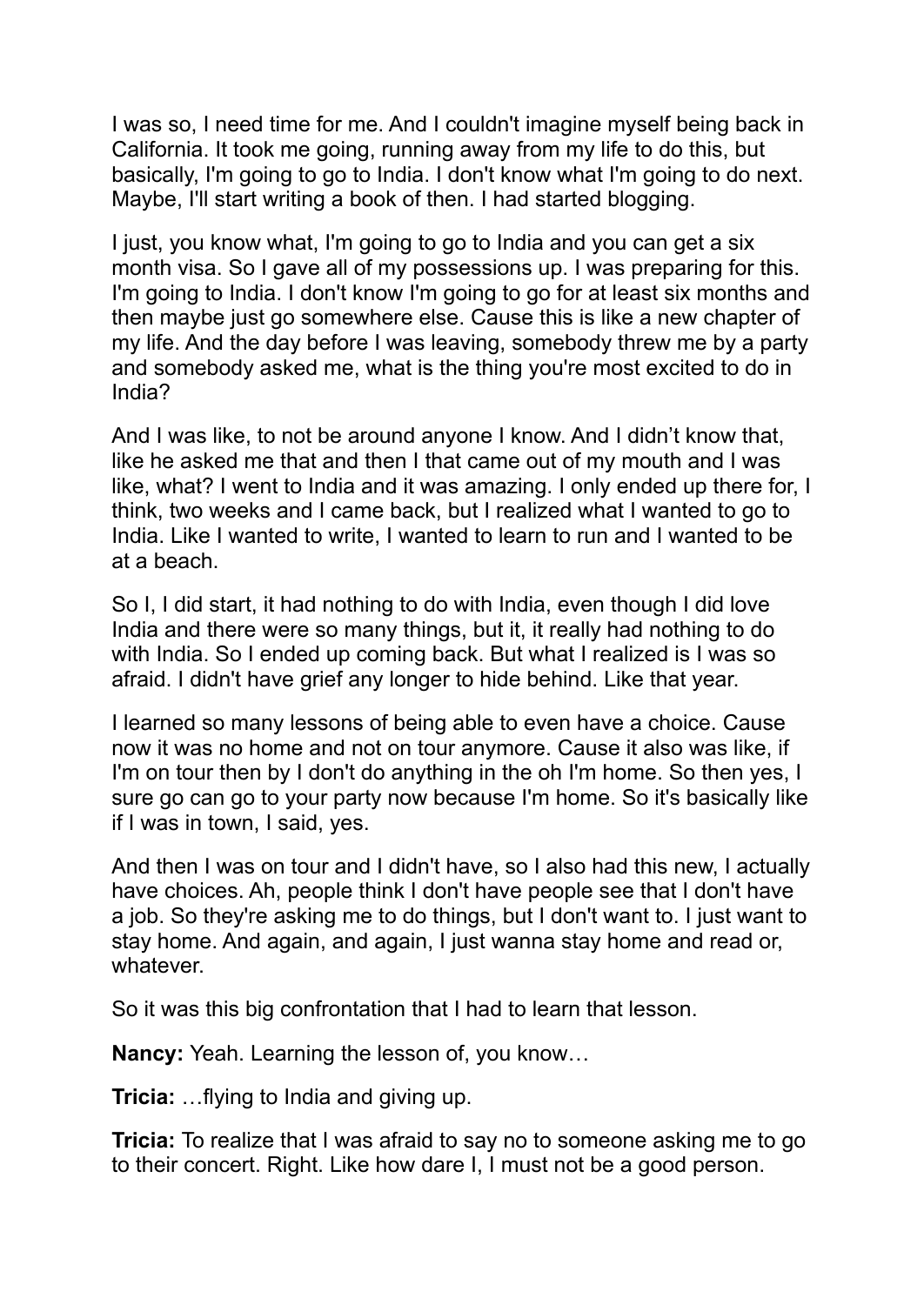I was so, I need time for me. And I couldn't imagine myself being back in California. It took me going, running away from my life to do this, but basically, I'm going to go to India. I don't know what I'm going to do next. Maybe, I'll start writing a book of then. I had started blogging.

I just, you know what, I'm going to go to India and you can get a six month visa. So I gave all of my possessions up. I was preparing for this. I'm going to India. I don't know I'm going to go for at least six months and then maybe just go somewhere else. Cause this is like a new chapter of my life. And the day before I was leaving, somebody threw me by a party and somebody asked me, what is the thing you're most excited to do in India?

And I was like, to not be around anyone I know. And I didn't know that, like he asked me that and then I that came out of my mouth and I was like, what? I went to India and it was amazing. I only ended up there for, I think, two weeks and I came back, but I realized what I wanted to go to India. Like I wanted to write, I wanted to learn to run and I wanted to be at a beach.

So I, I did start, it had nothing to do with India, even though I did love India and there were so many things, but it, it really had nothing to do with India. So I ended up coming back. But what I realized is I was so afraid. I didn't have grief any longer to hide behind. Like that year.

I learned so many lessons of being able to even have a choice. Cause now it was no home and not on tour anymore. Cause it also was like, if I'm on tour then by I don't do anything in the oh I'm home. So then yes, I sure go can go to your party now because I'm home. So it's basically like if I was in town, I said, yes.

And then I was on tour and I didn't have, so I also had this new, I actually have choices. Ah, people think I don't have people see that I don't have a job. So they're asking me to do things, but I don't want to. I just want to stay home. And again, and again, I just wanna stay home and read or, whatever.

So it was this big confrontation that I had to learn that lesson.

**Nancy:** Yeah. Learning the lesson of, you know…

**Tricia:** …flying to India and giving up.

**Tricia:** To realize that I was afraid to say no to someone asking me to go to their concert. Right. Like how dare I, I must not be a good person.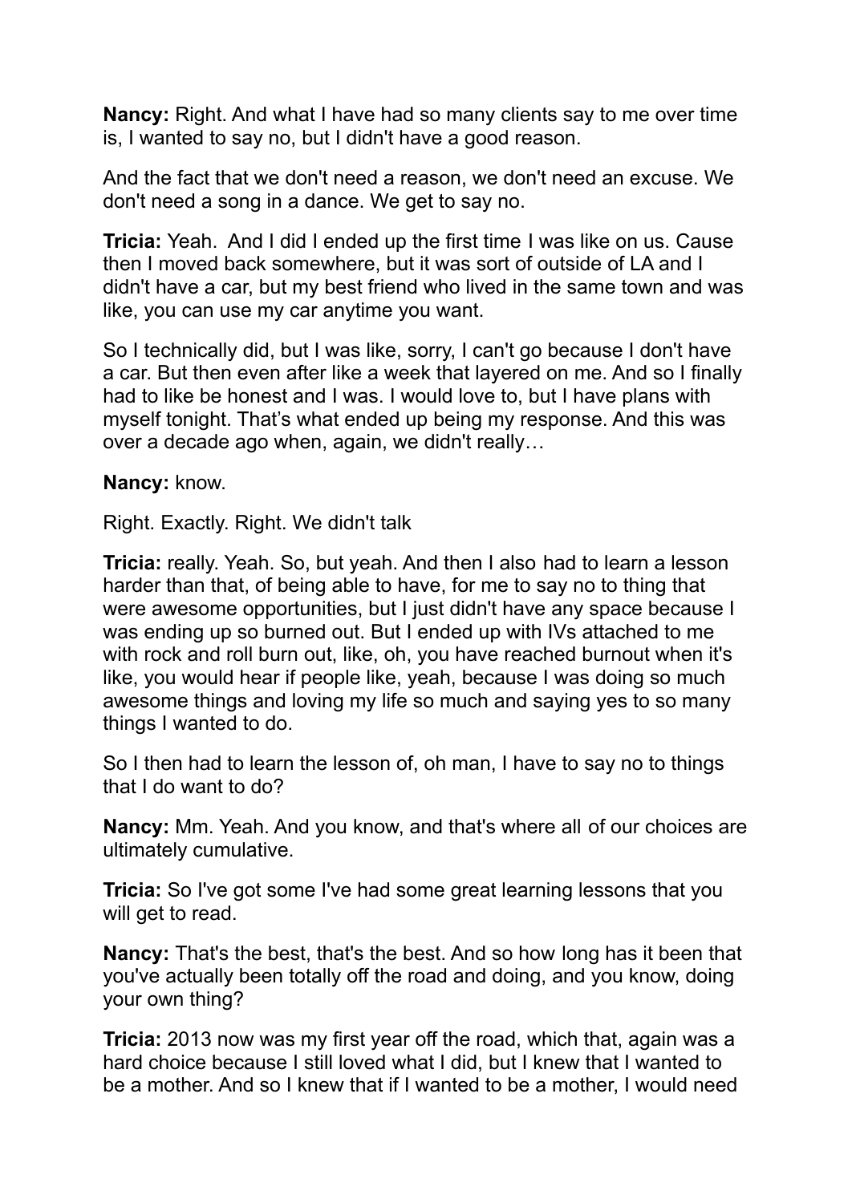**Nancy:** Right. And what I have had so many clients say to me over time is, I wanted to say no, but I didn't have a good reason.

And the fact that we don't need a reason, we don't need an excuse. We don't need a song in a dance. We get to say no.

**Tricia:** Yeah.  And I did I ended up the first time I was like on us. Cause then I moved back somewhere, but it was sort of outside of LA and I didn't have a car, but my best friend who lived in the same town and was like, you can use my car anytime you want.

So I technically did, but I was like, sorry, I can't go because I don't have a car. But then even after like a week that layered on me. And so I finally had to like be honest and I was. I would love to, but I have plans with myself tonight. That's what ended up being my response. And this was over a decade ago when, again, we didn't really…

**Nancy:** know.

Right. Exactly. Right. We didn't talk

**Tricia:** really. Yeah. So, but yeah. And then I also had to learn a lesson harder than that, of being able to have, for me to say no to thing that were awesome opportunities, but I just didn't have any space because I was ending up so burned out. But I ended up with IVs attached to me with rock and roll burn out, like, oh, you have reached burnout when it's like, you would hear if people like, yeah, because I was doing so much awesome things and loving my life so much and saying yes to so many things I wanted to do.

So I then had to learn the lesson of, oh man, I have to say no to things that I do want to do?

**Nancy:** Mm. Yeah. And you know, and that's where all of our choices are ultimately cumulative.

**Tricia:** So I've got some I've had some great learning lessons that you will get to read.

**Nancy:** That's the best, that's the best. And so how long has it been that you've actually been totally off the road and doing, and you know, doing your own thing?

**Tricia:** 2013 now was my first year off the road, which that, again was a hard choice because I still loved what I did, but I knew that I wanted to be a mother. And so I knew that if I wanted to be a mother, I would need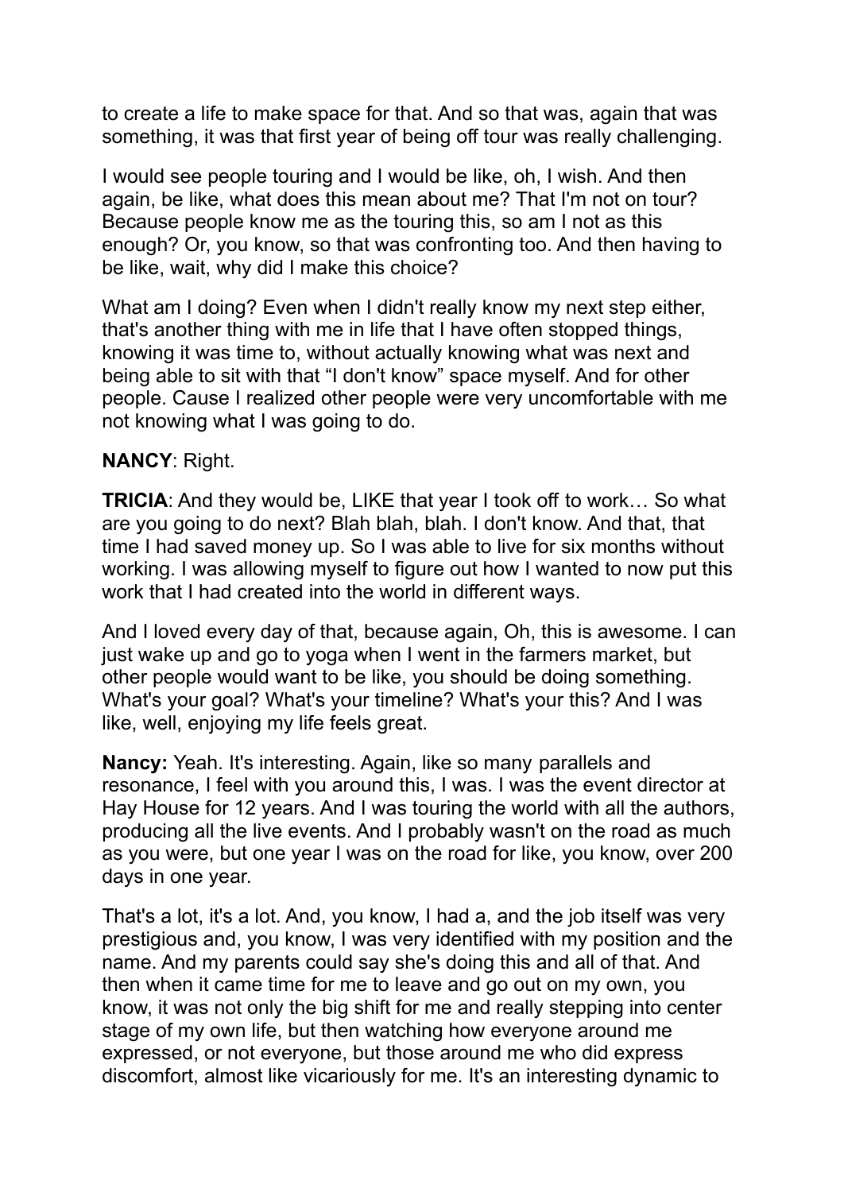to create a life to make space for that. And so that was, again that was something, it was that first year of being off tour was really challenging.

I would see people touring and I would be like, oh, I wish. And then again, be like, what does this mean about me? That I'm not on tour? Because people know me as the touring this, so am I not as this enough? Or, you know, so that was confronting too. And then having to be like, wait, why did I make this choice?

What am I doing? Even when I didn't really know my next step either, that's another thing with me in life that I have often stopped things, knowing it was time to, without actually knowing what was next and being able to sit with that "I don't know" space myself. And for other people. Cause I realized other people were very uncomfortable with me not knowing what I was going to do.

**NANCY**: Right.

**TRICIA**: And they would be, LIKE that year I took off to work… So what are you going to do next? Blah blah, blah. I don't know. And that, that time I had saved money up. So I was able to live for six months without working. I was allowing myself to figure out how I wanted to now put this work that I had created into the world in different ways.

And I loved every day of that, because again, Oh, this is awesome. I can just wake up and go to yoga when I went in the farmers market, but other people would want to be like, you should be doing something. What's your goal? What's your timeline? What's your this? And I was like, well, enjoying my life feels great.

**Nancy:** Yeah. It's interesting. Again, like so many parallels and resonance, I feel with you around this, I was. I was the event director at Hay House for 12 years. And I was touring the world with all the authors, producing all the live events. And I probably wasn't on the road as much as you were, but one year I was on the road for like, you know, over 200 days in one year.

That's a lot, it's a lot. And, you know, I had a, and the job itself was very prestigious and, you know, I was very identified with my position and the name. And my parents could say she's doing this and all of that. And then when it came time for me to leave and go out on my own, you know, it was not only the big shift for me and really stepping into center stage of my own life, but then watching how everyone around me expressed, or not everyone, but those around me who did express discomfort, almost like vicariously for me. It's an interesting dynamic to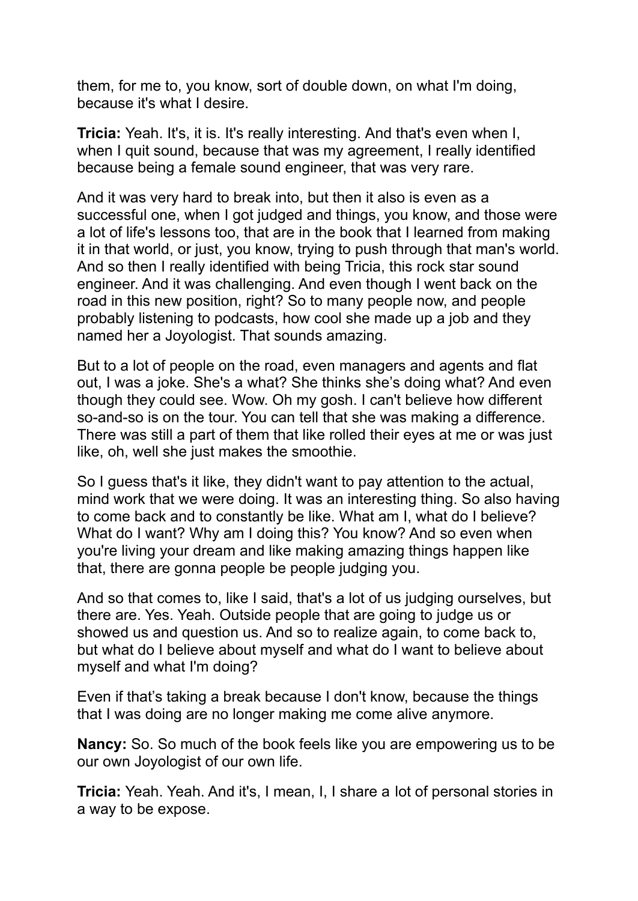them, for me to, you know, sort of double down, on what I'm doing, because it's what I desire.

**Tricia:** Yeah. It's, it is. It's really interesting. And that's even when I, when I quit sound, because that was my agreement, I really identified because being a female sound engineer, that was very rare.

And it was very hard to break into, but then it also is even as a successful one, when I got judged and things, you know, and those were a lot of life's lessons too, that are in the book that I learned from making it in that world, or just, you know, trying to push through that man's world. And so then I really identified with being Tricia, this rock star sound engineer. And it was challenging. And even though I went back on the road in this new position, right? So to many people now, and people probably listening to podcasts, how cool she made up a job and they named her a Joyologist. That sounds amazing.

But to a lot of people on the road, even managers and agents and flat out, I was a joke. She's a what? She thinks she's doing what? And even though they could see. Wow. Oh my gosh. I can't believe how different so-and-so is on the tour. You can tell that she was making a difference. There was still a part of them that like rolled their eyes at me or was just like, oh, well she just makes the smoothie.

So I guess that's it like, they didn't want to pay attention to the actual, mind work that we were doing. It was an interesting thing. So also having to come back and to constantly be like. What am I, what do I believe? What do I want? Why am I doing this? You know? And so even when you're living your dream and like making amazing things happen like that, there are gonna people be people judging you.

And so that comes to, like I said, that's a lot of us judging ourselves, but there are. Yes. Yeah. Outside people that are going to judge us or showed us and question us. And so to realize again, to come back to, but what do I believe about myself and what do I want to believe about myself and what I'm doing?

Even if that's taking a break because I don't know, because the things that I was doing are no longer making me come alive anymore.

**Nancy:** So. So much of the book feels like you are empowering us to be our own Joyologist of our own life.

**Tricia:** Yeah. Yeah. And it's, I mean, I, I share a lot of personal stories in a way to be expose.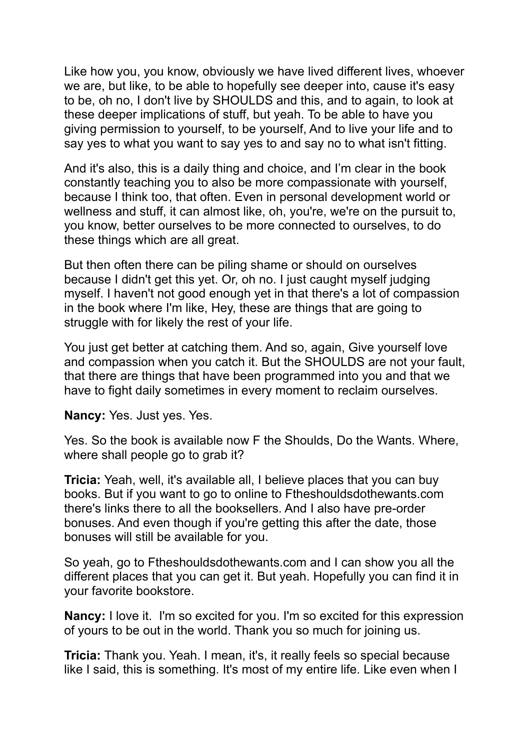Like how you, you know, obviously we have lived different lives, whoever we are, but like, to be able to hopefully see deeper into, cause it's easy to be, oh no, I don't live by SHOULDS and this, and to again, to look at these deeper implications of stuff, but yeah. To be able to have you giving permission to yourself, to be yourself, And to live your life and to say yes to what you want to say yes to and say no to what isn't fitting.

And it's also, this is a daily thing and choice, and I'm clear in the book constantly teaching you to also be more compassionate with yourself, because I think too, that often. Even in personal development world or wellness and stuff, it can almost like, oh, you're, we're on the pursuit to, you know, better ourselves to be more connected to ourselves, to do these things which are all great.

But then often there can be piling shame or should on ourselves because I didn't get this yet. Or, oh no. I just caught myself judging myself. I haven't not good enough yet in that there's a lot of compassion in the book where I'm like, Hey, these are things that are going to struggle with for likely the rest of your life.

You just get better at catching them. And so, again, Give yourself love and compassion when you catch it. But the SHOULDS are not your fault, that there are things that have been programmed into you and that we have to fight daily sometimes in every moment to reclaim ourselves.

**Nancy:** Yes. Just yes. Yes.

Yes. So the book is available now F the Shoulds, Do the Wants. Where, where shall people go to grab it?

**Tricia:** Yeah, well, it's available all, I believe places that you can buy books. But if you want to go to online to Ftheshouldsdothewants.com there's links there to all the booksellers. And I also have pre-order bonuses. And even though if you're getting this after the date, those bonuses will still be available for you.

So yeah, go to Ftheshouldsdothewants.com and I can show you all the different places that you can get it. But yeah. Hopefully you can find it in your favorite bookstore.

**Nancy:** I love it. I'm so excited for you. I'm so excited for this expression of yours to be out in the world. Thank you so much for joining us.

**Tricia:** Thank you. Yeah. I mean, it's, it really feels so special because like I said, this is something. It's most of my entire life. Like even when I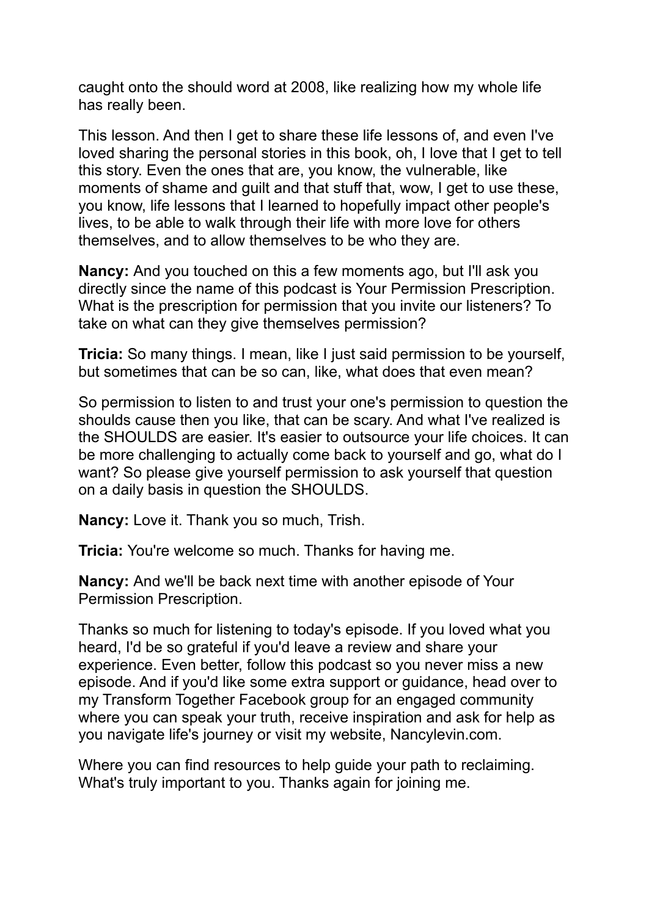caught onto the should word at 2008, like realizing how my whole life has really been.

This lesson. And then I get to share these life lessons of, and even I've loved sharing the personal stories in this book, oh, I love that I get to tell this story. Even the ones that are, you know, the vulnerable, like moments of shame and guilt and that stuff that, wow, I get to use these, you know, life lessons that I learned to hopefully impact other people's lives, to be able to walk through their life with more love for others themselves, and to allow themselves to be who they are.

**Nancy:** And you touched on this a few moments ago, but I'll ask you directly since the name of this podcast is Your Permission Prescription. What is the prescription for permission that you invite our listeners? To take on what can they give themselves permission?

**Tricia:** So many things. I mean, like I just said permission to be yourself, but sometimes that can be so can, like, what does that even mean?

So permission to listen to and trust your one's permission to question the shoulds cause then you like, that can be scary. And what I've realized is the SHOULDS are easier. It's easier to outsource your life choices. It can be more challenging to actually come back to yourself and go, what do I want? So please give yourself permission to ask yourself that question on a daily basis in question the SHOULDS.

**Nancy:** Love it. Thank you so much, Trish.

**Tricia:** You're welcome so much. Thanks for having me.

**Nancy:** And we'll be back next time with another episode of Your Permission Prescription.

Thanks so much for listening to today's episode. If you loved what you heard, I'd be so grateful if you'd leave a review and share your experience. Even better, follow this podcast so you never miss a new episode. And if you'd like some extra support or guidance, head over to my Transform Together Facebook group for an engaged community where you can speak your truth, receive inspiration and ask for help as you navigate life's journey or visit my website, Nancylevin.com.

Where you can find resources to help guide your path to reclaiming. What's truly important to you. Thanks again for joining me.